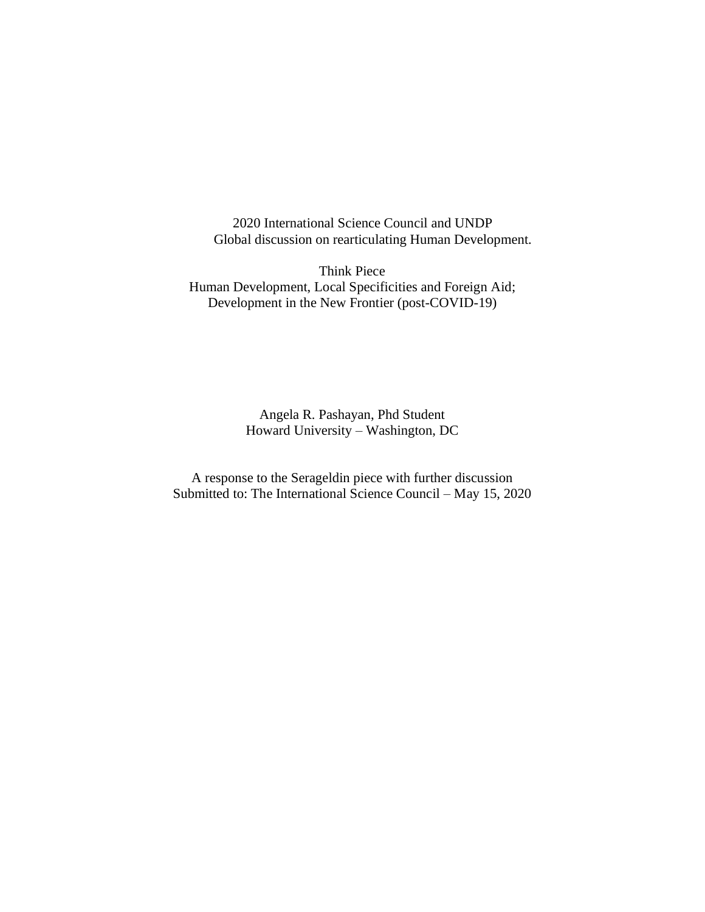2020 International Science Council and UNDP
Global discussion on rearticulating Human Development.

Think Piece
Human Development, Local Specificities and Foreign Aid;
Development in the New Frontier (post-COVID-19)

Angela R. Pashayan, Phd Student
Howard University – Washington, DC

A response to the Serageldin piece with further discussion
Submitted to: The International Science Council – May 15, 2020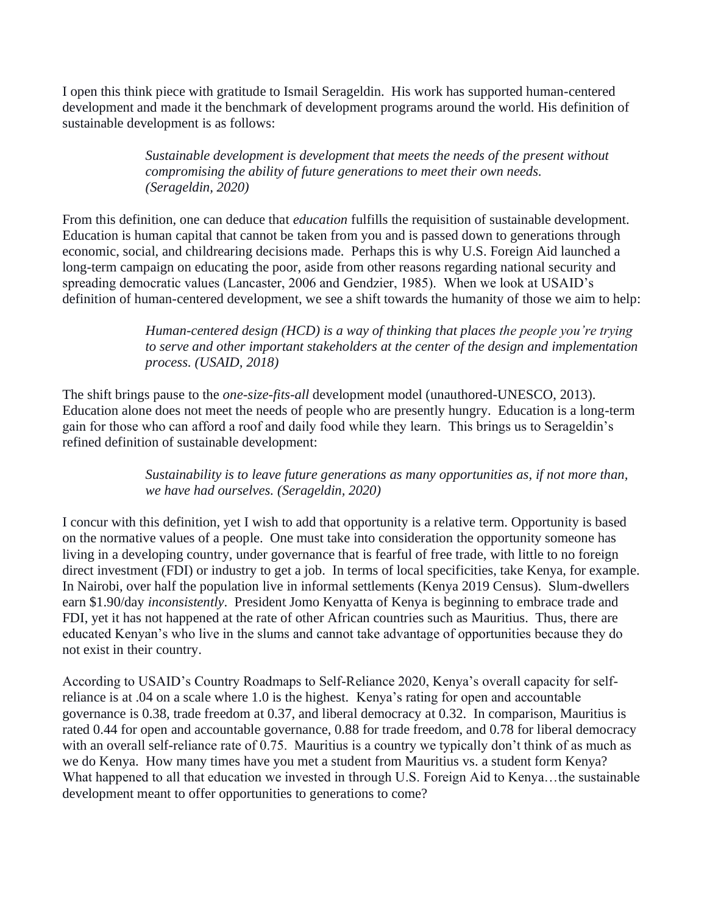I open this think piece with gratitude to Ismail Serageldin. His work has supported human-centered development and made it the benchmark of development programs around the world. His definition of sustainable development is as follows:

> *Sustainable development is development that meets the needs of the present without compromising the ability of future generations to meet their own needs. (Serageldin, 2020)*

From this definition, one can deduce that *education* fulfills the requisition of sustainable development. Education is human capital that cannot be taken from you and is passed down to generations through economic, social, and childrearing decisions made. Perhaps this is why U.S. Foreign Aid launched a long-term campaign on educating the poor, aside from other reasons regarding national security and spreading democratic values (Lancaster, 2006 and Gendzier, 1985). When we look at USAID's definition of human-centered development, we see a shift towards the humanity of those we aim to help:

> *Human-centered design (HCD) is a way of thinking that places the people you're trying to serve and other important stakeholders at the center of the design and implementation process. (USAID, 2018)*

The shift brings pause to the *one-size-fits-all* development model (unauthored-UNESCO, 2013). Education alone does not meet the needs of people who are presently hungry. Education is a long-term gain for those who can afford a roof and daily food while they learn. This brings us to Serageldin's refined definition of sustainable development:

> *Sustainability is to leave future generations as many opportunities as, if not more than, we have had ourselves. (Serageldin, 2020)*

I concur with this definition, yet I wish to add that opportunity is a relative term. Opportunity is based on the normative values of a people. One must take into consideration the opportunity someone has living in a developing country, under governance that is fearful of free trade, with little to no foreign direct investment (FDI) or industry to get a job. In terms of local specificities, take Kenya, for example. In Nairobi, over half the population live in informal settlements (Kenya 2019 Census). Slum-dwellers earn $1.90/day *inconsistently*. President Jomo Kenyatta of Kenya is beginning to embrace trade and FDI, yet it has not happened at the rate of other African countries such as Mauritius. Thus, there are educated Kenyan's who live in the slums and cannot take advantage of opportunities because they do not exist in their country.

According to USAID's Country Roadmaps to Self-Reliance 2020, Kenya's overall capacity for self-reliance is at .04 on a scale where 1.0 is the highest. Kenya's rating for open and accountable governance is 0.38, trade freedom at 0.37, and liberal democracy at 0.32. In comparison, Mauritius is rated 0.44 for open and accountable governance, 0.88 for trade freedom, and 0.78 for liberal democracy with an overall self-reliance rate of 0.75. Mauritius is a country we typically don't think of as much as we do Kenya. How many times have you met a student from Mauritius vs. a student form Kenya? What happened to all that education we invested in through U.S. Foreign Aid to Kenya…the sustainable development meant to offer opportunities to generations to come?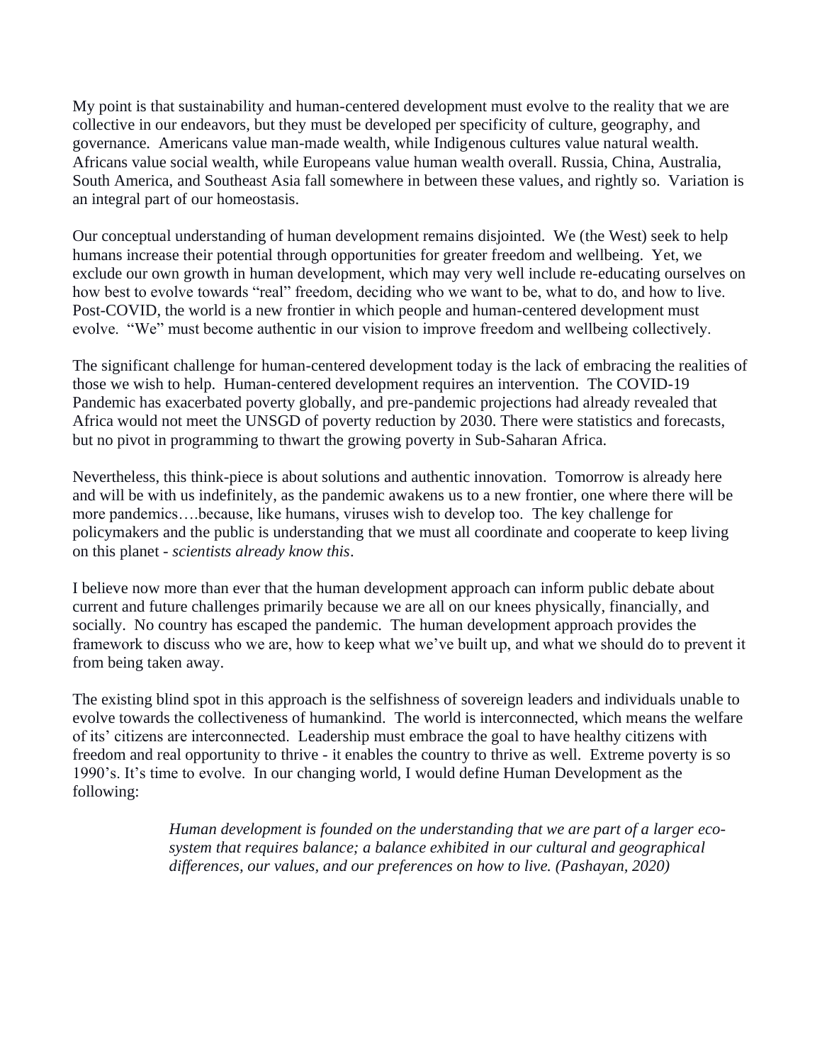My point is that sustainability and human-centered development must evolve to the reality that we are collective in our endeavors, but they must be developed per specificity of culture, geography, and governance. Americans value man-made wealth, while Indigenous cultures value natural wealth. Africans value social wealth, while Europeans value human wealth overall. Russia, China, Australia, South America, and Southeast Asia fall somewhere in between these values, and rightly so. Variation is an integral part of our homeostasis.

Our conceptual understanding of human development remains disjointed. We (the West) seek to help humans increase their potential through opportunities for greater freedom and wellbeing. Yet, we exclude our own growth in human development, which may very well include re-educating ourselves on how best to evolve towards "real" freedom, deciding who we want to be, what to do, and how to live. Post-COVID, the world is a new frontier in which people and human-centered development must evolve. "We" must become authentic in our vision to improve freedom and wellbeing collectively.

The significant challenge for human-centered development today is the lack of embracing the realities of those we wish to help. Human-centered development requires an intervention. The COVID-19 Pandemic has exacerbated poverty globally, and pre-pandemic projections had already revealed that Africa would not meet the UNSGD of poverty reduction by 2030. There were statistics and forecasts, but no pivot in programming to thwart the growing poverty in Sub-Saharan Africa.

Nevertheless, this think-piece is about solutions and authentic innovation. Tomorrow is already here and will be with us indefinitely, as the pandemic awakens us to a new frontier, one where there will be more pandemics….because, like humans, viruses wish to develop too. The key challenge for policymakers and the public is understanding that we must all coordinate and cooperate to keep living on this planet - *scientists already know this*.

I believe now more than ever that the human development approach can inform public debate about current and future challenges primarily because we are all on our knees physically, financially, and socially. No country has escaped the pandemic. The human development approach provides the framework to discuss who we are, how to keep what we've built up, and what we should do to prevent it from being taken away.

The existing blind spot in this approach is the selfishness of sovereign leaders and individuals unable to evolve towards the collectiveness of humankind. The world is interconnected, which means the welfare of its' citizens are interconnected. Leadership must embrace the goal to have healthy citizens with freedom and real opportunity to thrive - it enables the country to thrive as well. Extreme poverty is so 1990's. It's time to evolve. In our changing world, I would define Human Development as the following:

> *Human development is founded on the understanding that we are part of a larger eco-system that requires balance; a balance exhibited in our cultural and geographical differences, our values, and our preferences on how to live. (Pashayan, 2020)*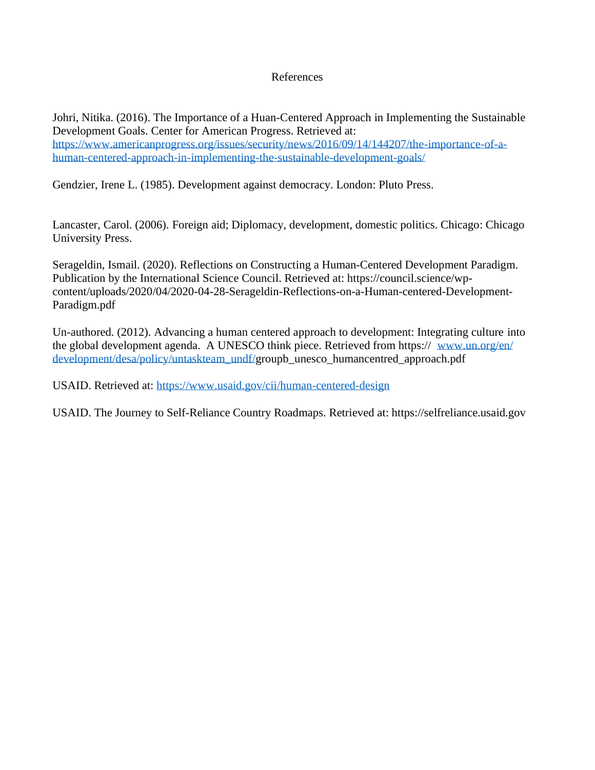# References

Johri, Nitika. (2016). The Importance of a Huan-Centered Approach in Implementing the Sustainable Development Goals. Center for American Progress. Retrieved at: https://www.americanprogress.org/issues/security/news/2016/09/14/144207/the-importance-of-a-human-centered-approach-in-implementing-the-sustainable-development-goals/

Gendzier, Irene L. (1985). Development against democracy. London: Pluto Press.

Lancaster, Carol. (2006). Foreign aid; Diplomacy, development, domestic politics. Chicago: Chicago University Press.

Serageldin, Ismail. (2020). Reflections on Constructing a Human-Centered Development Paradigm. Publication by the International Science Council. Retrieved at: https://council.science/wp-content/uploads/2020/04/2020-04-28-Serageldin-Reflections-on-a-Human-centered-Development-Paradigm.pdf

Un-authored. (2012). Advancing a human centered approach to development: Integrating culture into the global development agenda. A UNESCO think piece. Retrieved from https:// www.un.org/en/development/desa/policy/untaskteam_undf/groupb_unesco_humancentred_approach.pdf

USAID. Retrieved at: https://www.usaid.gov/cii/human-centered-design

USAID. The Journey to Self-Reliance Country Roadmaps. Retrieved at: https://selfreliance.usaid.gov